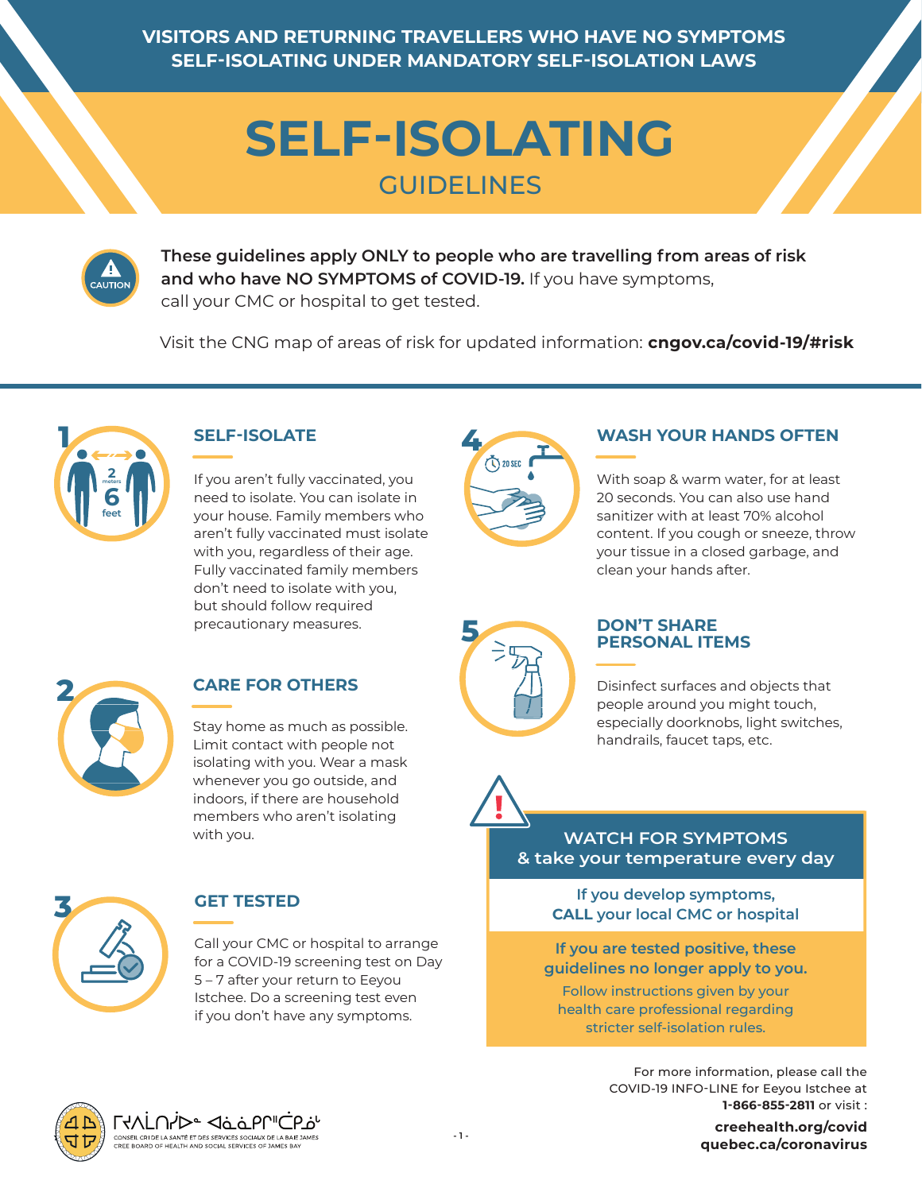VISITORS AND RETURNING TRAVELLERS WHO HAVE NO SYMPTOMS SELF-ISOLATING UNDER MANDATORY SELF-ISOLATION LAWS

# SELF-ISOLATING

## GUIDELINES

CAUTION

**These guidelines apply ONLY to people who are travelling from areas of risk and who have NO SYMPTOMS of COVID-19.** If you have symptoms, call your CMC or hospital to get tested.

Visit the CNG map of areas of risk for updated information: **cngov.ca/covid-19/#risk**

### 1 SELF-ISOLATE

2 meters 6 feet

If you aren't fully vaccinated, you need to isolate. You can isolate in your house. Family members who aren't fully vaccinated must isolate with you, regardless of their age. Fully vaccinated family members don't need to isolate with you, but should follow required precautionary measures.

### 2 CARE FOR OTHERS

Stay home as much as possible. Limit contact with people not isolating with you. Wear a mask whenever you go outside, and indoors, if there are household members who aren't isolating with you.

### 3 GET TESTED

Call your CMC or hospital to arrange for a COVID-19 screening test on Day 5 – 7 after your return to Eeyou Istchee. Do a screening test even if you don't have any symptoms.

### 4 WASH YOUR HANDS OFTEN

20 SEC

With soap & warm water, for at least 20 seconds. You can also use hand sanitizer with at least 70% alcohol content. If you cough or sneeze, throw your tissue in a closed garbage, and clean your hands after.

### 5 DON'T SHARE PERSONAL ITEMS

Disinfect surfaces and objects that people around you might touch, especially doorknobs, light switches, handrails, faucet taps, etc.

### WATCH FOR SYMPTOMS & take your temperature every day

If you develop symptoms, **CALL your local CMC or hospital**

**If you are tested positive, these guidelines no longer apply to you.**

Follow instructions given by your health care professional regarding stricter self-isolation rules.

For more information, please call the COVID-19 INFO-LINE for Eeyou Istchee at **1-866-855-2811** or visit :

**creehealth.org/covid**
**quebec.ca/coronavirus**

ᒋᔅᓛᐱᒋᔨᐦᐆ ᐊᓈᓈᐱᑎᐦᒑᑲᓅᒡ
CONSEIL CRI DE LA SANTÉ ET DES SERVICES SOCIAUX DE LA BAIE JAMES
CREE BOARD OF HEALTH AND SOCIAL SERVICES OF JAMES BAY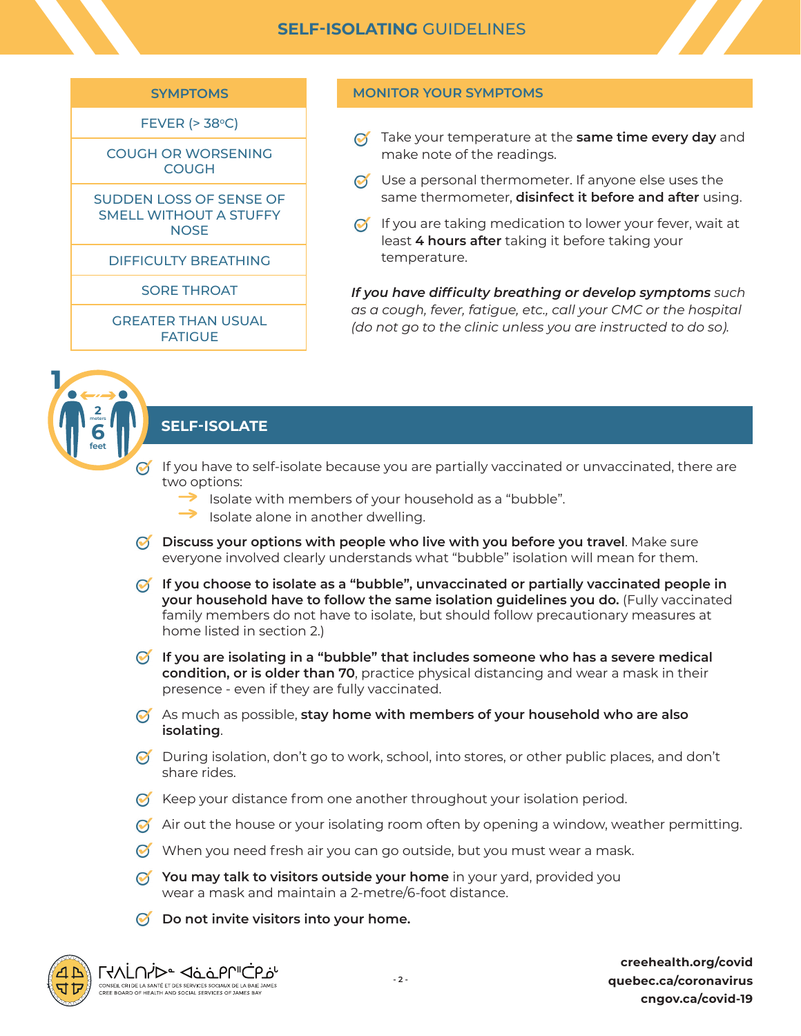# SELF-ISOLATING GUIDELINES

| SYMPTOMS |
| --- |
| FEVER (> 38°C) |
| COUGH OR WORSENING COUGH |
| SUDDEN LOSS OF SENSE OF SMELL WITHOUT A STUFFY NOSE |
| DIFFICULTY BREATHING |
| SORE THROAT |
| GREATER THAN USUAL FATIGUE |

## MONITOR YOUR SYMPTOMS

- Take your temperature at the **same time every day** and make note of the readings.
- Use a personal thermometer. If anyone else uses the same thermometer, **disinfect it before and after** using.
- If you are taking medication to lower your fever, wait at least **4 hours after** taking it before taking your temperature.

***If you have difficulty breathing or develop symptoms*** *such as a cough, fever, fatigue, etc., call your CMC or the hospital (do not go to the clinic unless you are instructed to do so).*

## 1 SELF-ISOLATE

2 meters / 6 feet

- If you have to self-isolate because you are partially vaccinated or unvaccinated, there are two options:
  - Isolate with members of your household as a "bubble".
  - Isolate alone in another dwelling.
- **Discuss your options with people who live with you before you travel**. Make sure everyone involved clearly understands what "bubble" isolation will mean for them.
- **If you choose to isolate as a "bubble", unvaccinated or partially vaccinated people in your household have to follow the same isolation guidelines you do.** (Fully vaccinated family members do not have to isolate, but should follow precautionary measures at home listed in section 2.)
- **If you are isolating in a "bubble" that includes someone who has a severe medical condition, or is older than 70**, practice physical distancing and wear a mask in their presence - even if they are fully vaccinated.
- As much as possible, **stay home with members of your household who are also isolating**.
- During isolation, don't go to work, school, into stores, or other public places, and don't share rides.
- Keep your distance from one another throughout your isolation period.
- Air out the house or your isolating room often by opening a window, weather permitting.
- When you need fresh air you can go outside, but you must wear a mask.
- **You may talk to visitors outside your home** in your yard, provided you wear a mask and maintain a 2-metre/6-foot distance.
- **Do not invite visitors into your home.**

ᒋᔨᓚᒋᔨᐅᐦ ᐊᓈᓈᑭᒋᐦᒌᑭᓅᒡ
CONSEIL CRI DE LA SANTÉ ET DES SERVICES SOCIAUX DE LA BAIE JAMES
CREE BOARD OF HEALTH AND SOCIAL SERVICES OF JAMES BAY

**creehealth.org/covid**
**quebec.ca/coronavirus**
**cngov.ca/covid-19**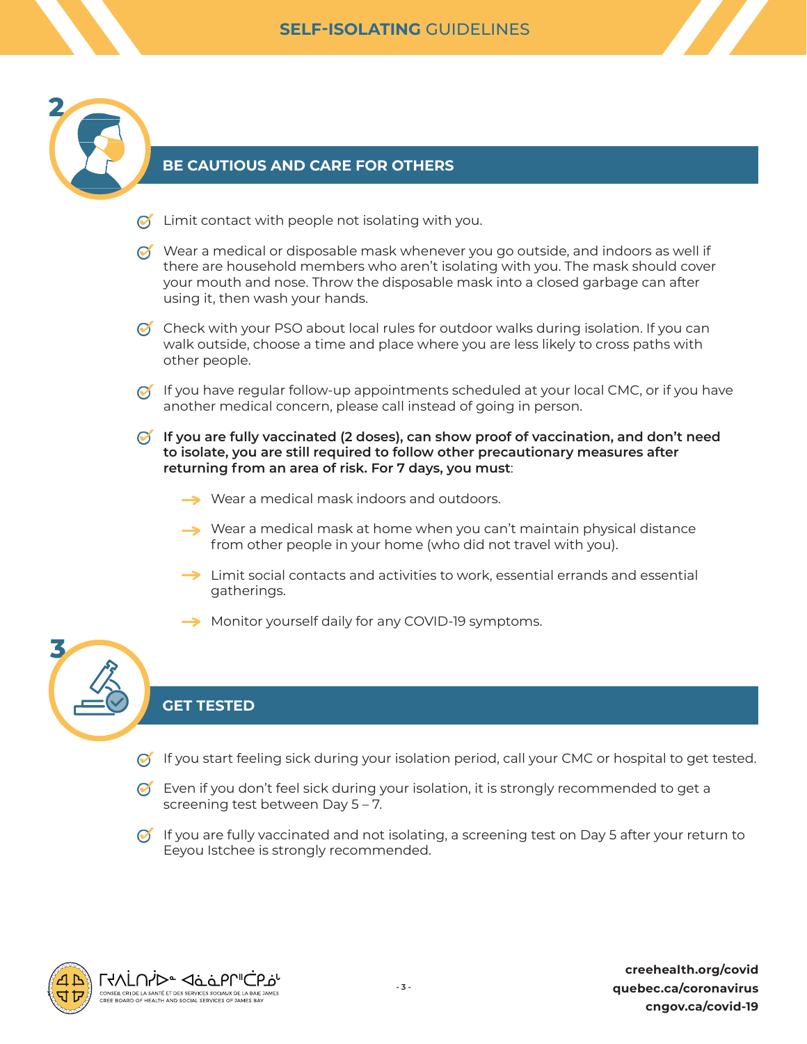## 2 BE CAUTIOUS AND CARE FOR OTHERS

- Limit contact with people not isolating with you.
- Wear a medical or disposable mask whenever you go outside, and indoors as well if there are household members who aren't isolating with you. The mask should cover your mouth and nose. Throw the disposable mask into a closed garbage can after using it, then wash your hands.
- Check with your PSO about local rules for outdoor walks during isolation. If you can walk outside, choose a time and place where you are less likely to cross paths with other people.
- If you have regular follow-up appointments scheduled at your local CMC, or if you have another medical concern, please call instead of going in person.
- **If you are fully vaccinated (2 doses), can show proof of vaccination, and don't need to isolate, you are still required to follow other precautionary measures after returning from an area of risk. For 7 days, you must**:
  - Wear a medical mask indoors and outdoors.
  - Wear a medical mask at home when you can't maintain physical distance from other people in your home (who did not travel with you).
  - Limit social contacts and activities to work, essential errands and essential gatherings.
  - Monitor yourself daily for any COVID-19 symptoms.

## 3 GET TESTED

- If you start feeling sick during your isolation period, call your CMC or hospital to get tested.
- Even if you don't feel sick during your isolation, it is strongly recommended to get a screening test between Day 5 – 7.
- If you are fully vaccinated and not isolating, a screening test on Day 5 after your return to Eeyou Istchee is strongly recommended.

creehealth.org/covid
quebec.ca/coronavirus
cngov.ca/covid-19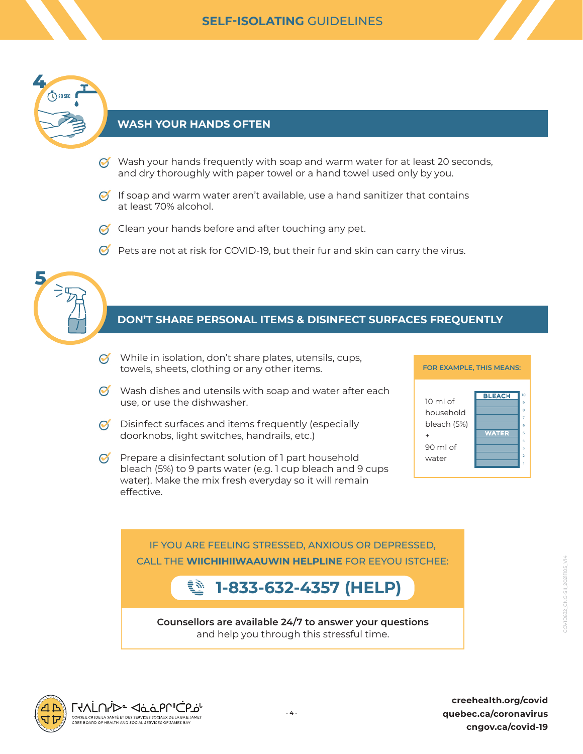## SELF-ISOLATING GUIDELINES

## 4 WASH YOUR HANDS OFTEN

- Wash your hands frequently with soap and warm water for at least 20 seconds, and dry thoroughly with paper towel or a hand towel used only by you.
- If soap and warm water aren't available, use a hand sanitizer that contains at least 70% alcohol.
- Clean your hands before and after touching any pet.
- Pets are not at risk for COVID-19, but their fur and skin can carry the virus.

## 5 DON'T SHARE PERSONAL ITEMS & DISINFECT SURFACES FREQUENTLY

- While in isolation, don't share plates, utensils, cups, towels, sheets, clothing or any other items.
- Wash dishes and utensils with soap and water after each use, or use the dishwasher.
- Disinfect surfaces and items frequently (especially doorknobs, light switches, handrails, etc.)
- Prepare a disinfectant solution of 1 part household bleach (5%) to 9 parts water (e.g. 1 cup bleach and 9 cups water). Make the mix fresh everyday so it will remain effective.

**FOR EXAMPLE, THIS MEANS:**

10 ml of household bleach (5%)
+
90 ml of water

BLEACH
WATER
10 9 8 7 6 5 4 3 2 1

IF YOU ARE FEELING STRESSED, ANXIOUS OR DEPRESSED, CALL THE **WIICHIHIIWAAUWIN HELPLINE** FOR EEYOU ISTCHEE:

**1-833-632-4357 (HELP)**

**Counsellors are available 24/7 to answer your questions** and help you through this stressful time.

ᒋᔮᓕᓂᔨᐅᐦ ᐊᓈᓈᑊᒋᐦᑖᐤ
CONSEIL CRI DE LA SANTÉ ET DES SERVICES SOCIAUX DE LA BAIE JAMES
CREE BOARD OF HEALTH AND SOCIAL SERVICES OF JAMES BAY

**creehealth.org/covid**
**quebec.ca/coronavirus**
**cngov.ca/covid-19**

COVID632_CNC-SI_20211105_V14